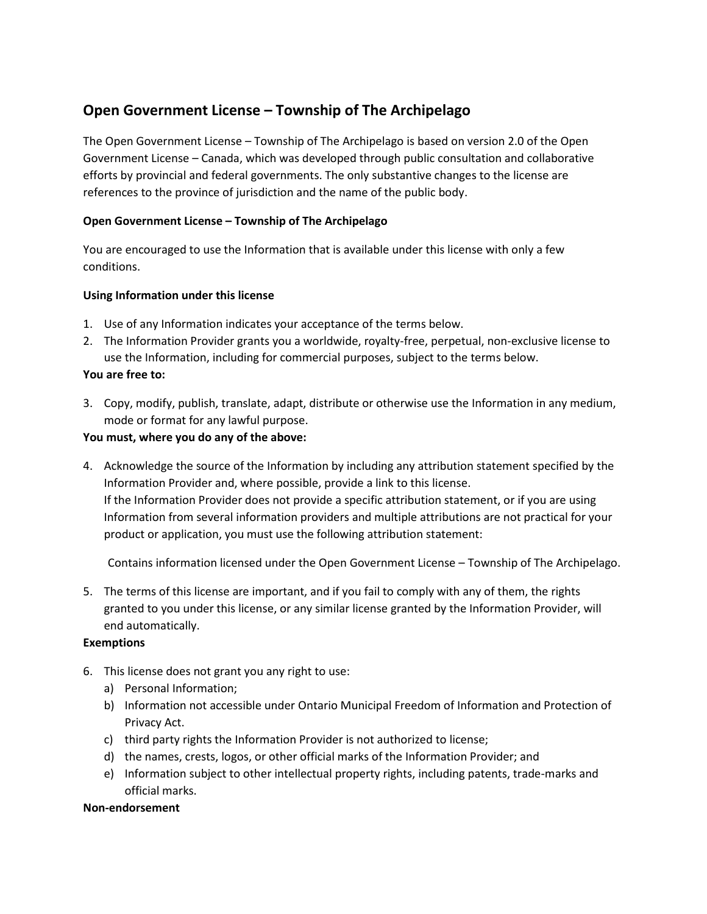## Open Government License – Township of The Archipelago

The Open Government License – Township of The Archipelago is based on version 2.0 of the Open Government License – Canada, which was developed through public consultation and collaborative efforts by provincial and federal governments. The only substantive changes to the license are references to the province of jurisdiction and the name of the public body.

**Open Government License – Township of The Archipelago**

You are encouraged to use the Information that is available under this license with only a few conditions.

**Using Information under this license**

1. Use of any Information indicates your acceptance of the terms below.
2. The Information Provider grants you a worldwide, royalty-free, perpetual, non-exclusive license to use the Information, including for commercial purposes, subject to the terms below.

**You are free to:**

3. Copy, modify, publish, translate, adapt, distribute or otherwise use the Information in any medium, mode or format for any lawful purpose.

**You must, where you do any of the above:**

4. Acknowledge the source of the Information by including any attribution statement specified by the Information Provider and, where possible, provide a link to this license.
   If the Information Provider does not provide a specific attribution statement, or if you are using Information from several information providers and multiple attributions are not practical for your product or application, you must use the following attribution statement:

   Contains information licensed under the Open Government License – Township of The Archipelago.

5. The terms of this license are important, and if you fail to comply with any of them, the rights granted to you under this license, or any similar license granted by the Information Provider, will end automatically.

**Exemptions**

6. This license does not grant you any right to use:
   a) Personal Information;
   b) Information not accessible under Ontario Municipal Freedom of Information and Protection of Privacy Act.
   c) third party rights the Information Provider is not authorized to license;
   d) the names, crests, logos, or other official marks of the Information Provider; and
   e) Information subject to other intellectual property rights, including patents, trade-marks and official marks.

**Non-endorsement**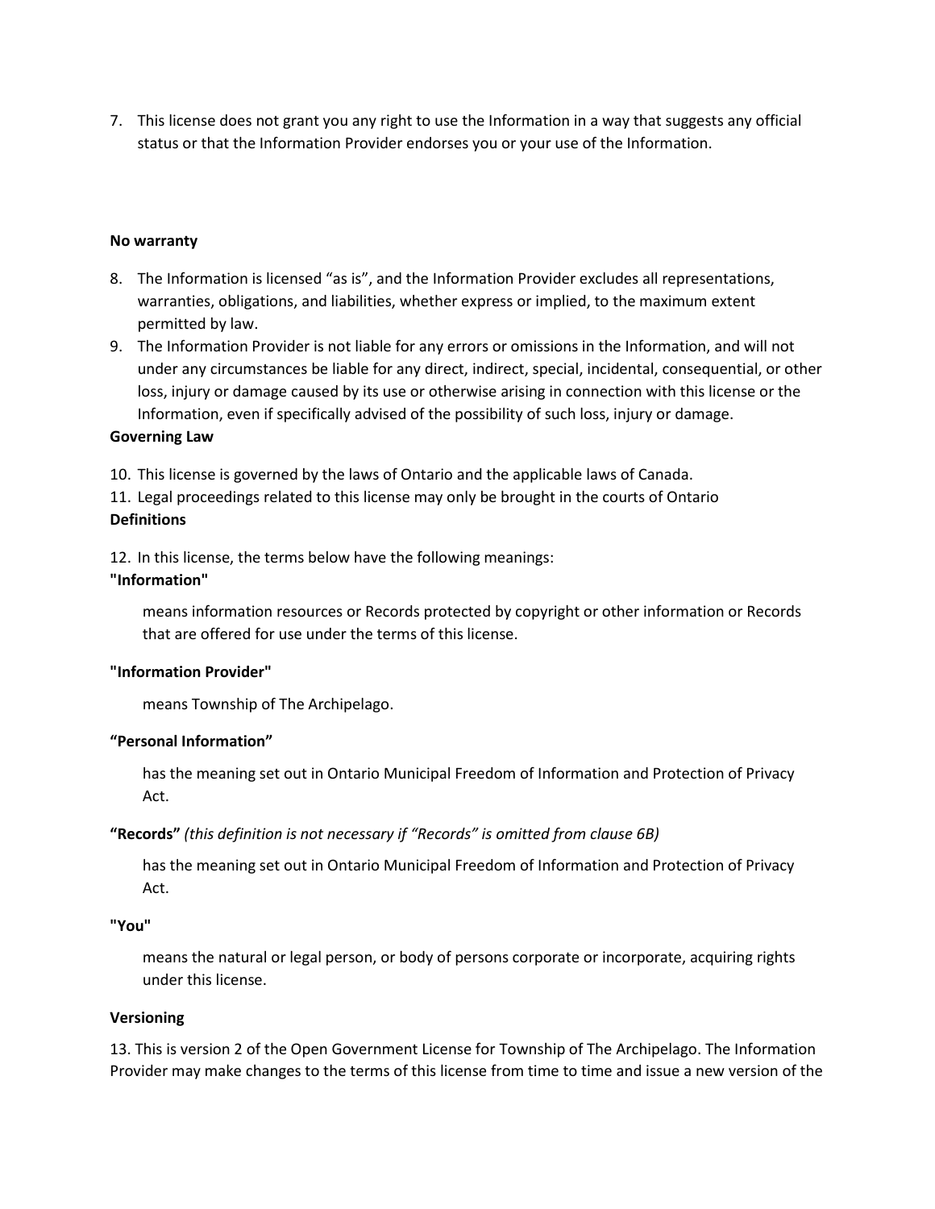7. This license does not grant you any right to use the Information in a way that suggests any official status or that the Information Provider endorses you or your use of the Information.

**No warranty**

8. The Information is licensed "as is", and the Information Provider excludes all representations, warranties, obligations, and liabilities, whether express or implied, to the maximum extent permitted by law.
9. The Information Provider is not liable for any errors or omissions in the Information, and will not under any circumstances be liable for any direct, indirect, special, incidental, consequential, or other loss, injury or damage caused by its use or otherwise arising in connection with this license or the Information, even if specifically advised of the possibility of such loss, injury or damage.

**Governing Law**

10. This license is governed by the laws of Ontario and the applicable laws of Canada.
11. Legal proceedings related to this license may only be brought in the courts of Ontario

**Definitions**

12. In this license, the terms below have the following meanings:

**"Information"**

means information resources or Records protected by copyright or other information or Records that are offered for use under the terms of this license.

**"Information Provider"**

means Township of The Archipelago.

**"Personal Information"**

has the meaning set out in Ontario Municipal Freedom of Information and Protection of Privacy Act.

**"Records"** *(this definition is not necessary if "Records" is omitted from clause 6B)*

has the meaning set out in Ontario Municipal Freedom of Information and Protection of Privacy Act.

**"You"**

means the natural or legal person, or body of persons corporate or incorporate, acquiring rights under this license.

**Versioning**

13. This is version 2 of the Open Government License for Township of The Archipelago. The Information Provider may make changes to the terms of this license from time to time and issue a new version of the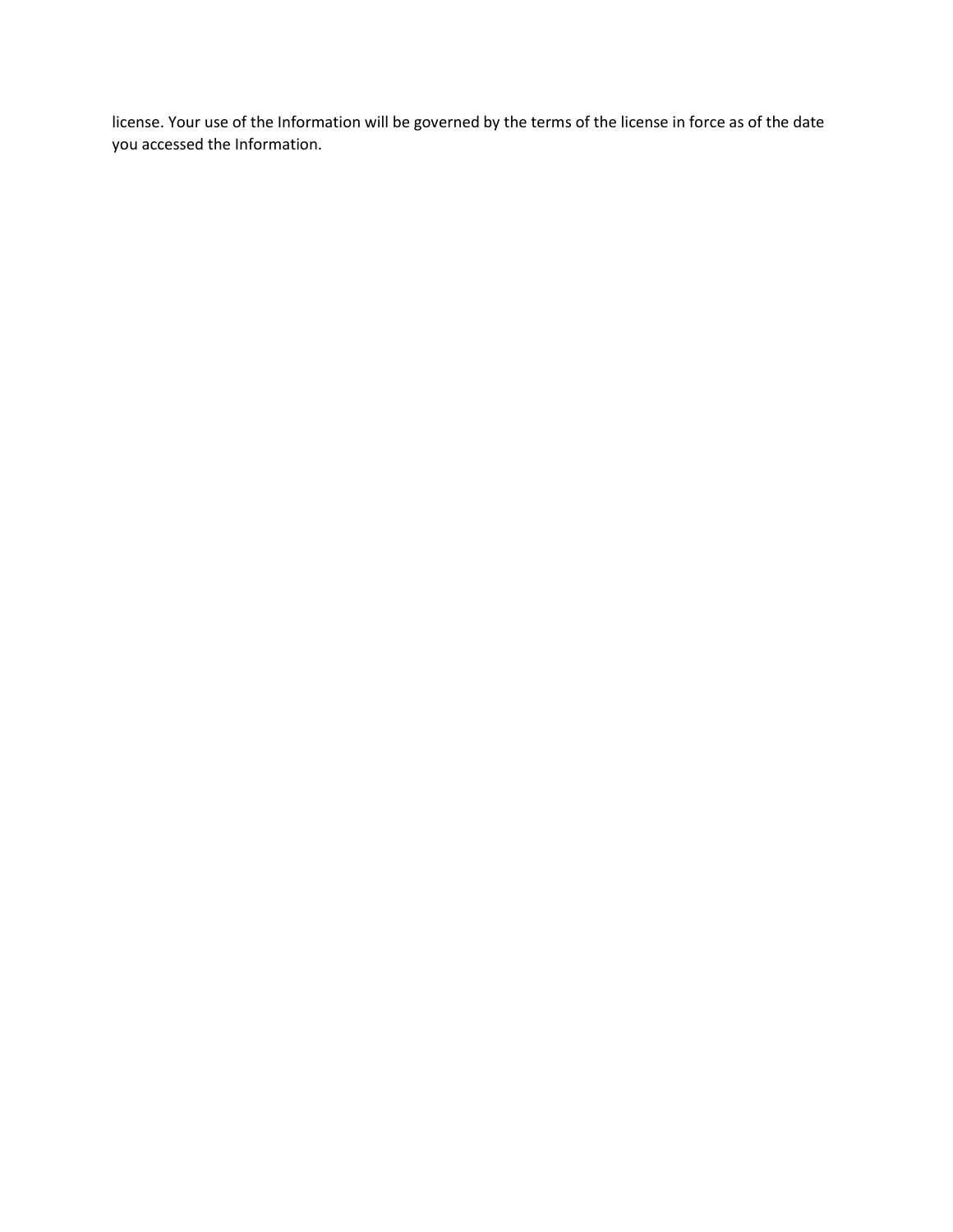license. Your use of the Information will be governed by the terms of the license in force as of the date you accessed the Information.